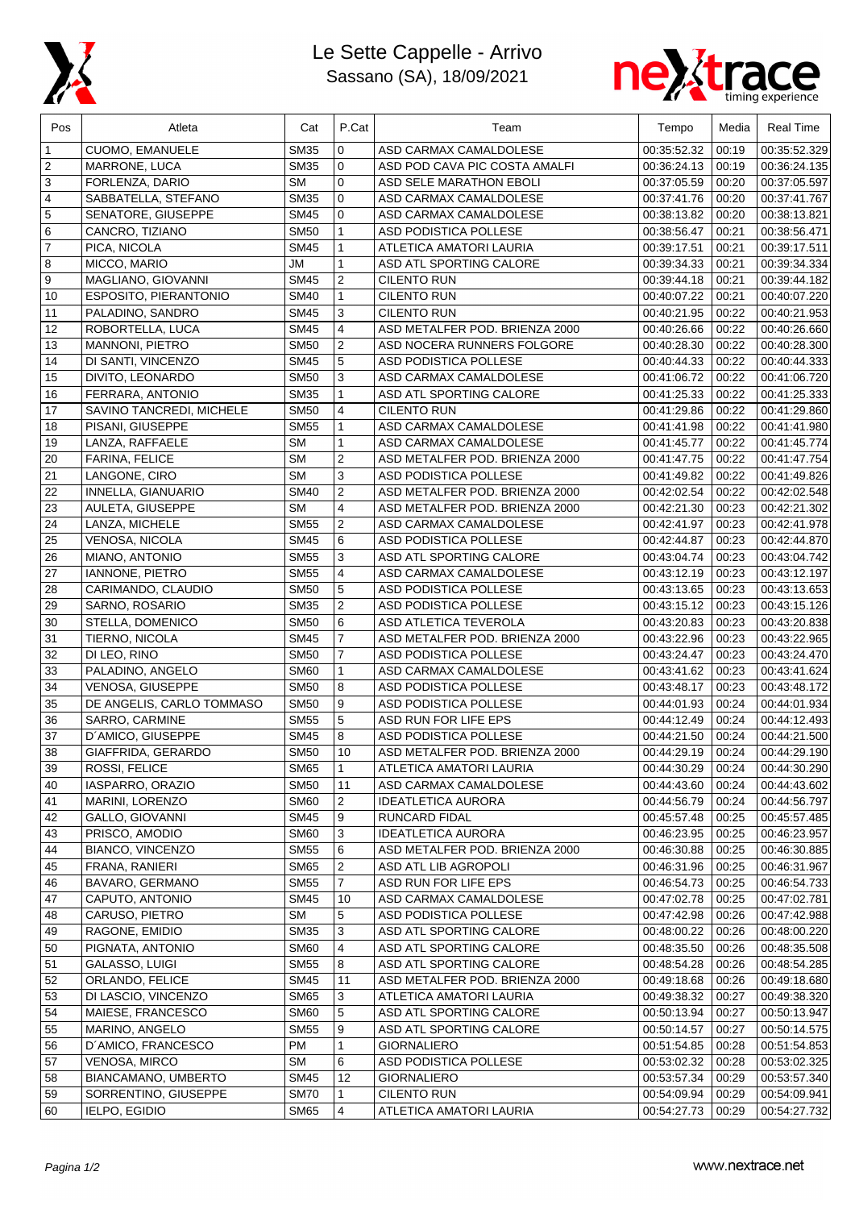# Le Sette Cappelle - Arrivo

Sassano (SA), 18/09/2021

| Pos | Atleta | Cat | P.Cat | Team | Tempo | Media | Real Time |
|---|---|---|---|---|---|---|---|
| 1 | CUOMO, EMANUELE | SM35 | 0 | ASD CARMAX CAMALDOLESE | 00:35:52.32 | 00:19 | 00:35:52.329 |
| 2 | MARRONE, LUCA | SM35 | 0 | ASD POD CAVA PIC COSTA AMALFI | 00:36:24.13 | 00:19 | 00:36:24.135 |
| 3 | FORLENZA, DARIO | SM | 0 | ASD SELE MARATHON EBOLI | 00:37:05.59 | 00:20 | 00:37:05.597 |
| 4 | SABBATELLA, STEFANO | SM35 | 0 | ASD CARMAX CAMALDOLESE | 00:37:41.76 | 00:20 | 00:37:41.767 |
| 5 | SENATORE, GIUSEPPE | SM45 | 0 | ASD CARMAX CAMALDOLESE | 00:38:13.82 | 00:20 | 00:38:13.821 |
| 6 | CANCRO, TIZIANO | SM50 | 1 | ASD PODISTICA POLLESE | 00:38:56.47 | 00:21 | 00:38:56.471 |
| 7 | PICA, NICOLA | SM45 | 1 | ATLETICA AMATORI LAURIA | 00:39:17.51 | 00:21 | 00:39:17.511 |
| 8 | MICCO, MARIO | JM | 1 | ASD ATL SPORTING CALORE | 00:39:34.33 | 00:21 | 00:39:34.334 |
| 9 | MAGLIANO, GIOVANNI | SM45 | 2 | CILENTO RUN | 00:39:44.18 | 00:21 | 00:39:44.182 |
| 10 | ESPOSITO, PIERANTONIO | SM40 | 1 | CILENTO RUN | 00:40:07.22 | 00:21 | 00:40:07.220 |
| 11 | PALADINO, SANDRO | SM45 | 3 | CILENTO RUN | 00:40:21.95 | 00:22 | 00:40:21.953 |
| 12 | ROBORTELLA, LUCA | SM45 | 4 | ASD METALFER POD. BRIENZA 2000 | 00:40:26.66 | 00:22 | 00:40:26.660 |
| 13 | MANNONI, PIETRO | SM50 | 2 | ASD NOCERA RUNNERS FOLGORE | 00:40:28.30 | 00:22 | 00:40:28.300 |
| 14 | DI SANTI, VINCENZO | SM45 | 5 | ASD PODISTICA POLLESE | 00:40:44.33 | 00:22 | 00:40:44.333 |
| 15 | DIVITO, LEONARDO | SM50 | 3 | ASD CARMAX CAMALDOLESE | 00:41:06.72 | 00:22 | 00:41:06.720 |
| 16 | FERRARA, ANTONIO | SM35 | 1 | ASD ATL SPORTING CALORE | 00:41:25.33 | 00:22 | 00:41:25.333 |
| 17 | SAVINO TANCREDI, MICHELE | SM50 | 4 | CILENTO RUN | 00:41:29.86 | 00:22 | 00:41:29.860 |
| 18 | PISANI, GIUSEPPE | SM55 | 1 | ASD CARMAX CAMALDOLESE | 00:41:41.98 | 00:22 | 00:41:41.980 |
| 19 | LANZA, RAFFAELE | SM | 1 | ASD CARMAX CAMALDOLESE | 00:41:45.77 | 00:22 | 00:41:45.774 |
| 20 | FARINA, FELICE | SM | 2 | ASD METALFER POD. BRIENZA 2000 | 00:41:47.75 | 00:22 | 00:41:47.754 |
| 21 | LANGONE, CIRO | SM | 3 | ASD PODISTICA POLLESE | 00:41:49.82 | 00:22 | 00:41:49.826 |
| 22 | INNELLA, GIANUARIO | SM40 | 2 | ASD METALFER POD. BRIENZA 2000 | 00:42:02.54 | 00:22 | 00:42:02.548 |
| 23 | AULETA, GIUSEPPE | SM | 4 | ASD METALFER POD. BRIENZA 2000 | 00:42:21.30 | 00:23 | 00:42:21.302 |
| 24 | LANZA, MICHELE | SM55 | 2 | ASD CARMAX CAMALDOLESE | 00:42:41.97 | 00:23 | 00:42:41.978 |
| 25 | VENOSA, NICOLA | SM45 | 6 | ASD PODISTICA POLLESE | 00:42:44.87 | 00:23 | 00:42:44.870 |
| 26 | MIANO, ANTONIO | SM55 | 3 | ASD ATL SPORTING CALORE | 00:43:04.74 | 00:23 | 00:43:04.742 |
| 27 | IANNONE, PIETRO | SM55 | 4 | ASD CARMAX CAMALDOLESE | 00:43:12.19 | 00:23 | 00:43:12.197 |
| 28 | CARIMANDO, CLAUDIO | SM50 | 5 | ASD PODISTICA POLLESE | 00:43:13.65 | 00:23 | 00:43:13.653 |
| 29 | SARNO, ROSARIO | SM35 | 2 | ASD PODISTICA POLLESE | 00:43:15.12 | 00:23 | 00:43:15.126 |
| 30 | STELLA, DOMENICO | SM50 | 6 | ASD ATLETICA TEVEROLA | 00:43:20.83 | 00:23 | 00:43:20.838 |
| 31 | TIERNO, NICOLA | SM45 | 7 | ASD METALFER POD. BRIENZA 2000 | 00:43:22.96 | 00:23 | 00:43:22.965 |
| 32 | DI LEO, RINO | SM50 | 7 | ASD PODISTICA POLLESE | 00:43:24.47 | 00:23 | 00:43:24.470 |
| 33 | PALADINO, ANGELO | SM60 | 1 | ASD CARMAX CAMALDOLESE | 00:43:41.62 | 00:23 | 00:43:41.624 |
| 34 | VENOSA, GIUSEPPE | SM50 | 8 | ASD PODISTICA POLLESE | 00:43:48.17 | 00:23 | 00:43:48.172 |
| 35 | DE ANGELIS, CARLO TOMMASO | SM50 | 9 | ASD PODISTICA POLLESE | 00:44:01.93 | 00:24 | 00:44:01.934 |
| 36 | SARRO, CARMINE | SM55 | 5 | ASD RUN FOR LIFE EPS | 00:44:12.49 | 00:24 | 00:44:12.493 |
| 37 | D´AMICO, GIUSEPPE | SM45 | 8 | ASD PODISTICA POLLESE | 00:44:21.50 | 00:24 | 00:44:21.500 |
| 38 | GIAFFRIDA, GERARDO | SM50 | 10 | ASD METALFER POD. BRIENZA 2000 | 00:44:29.19 | 00:24 | 00:44:29.190 |
| 39 | ROSSI, FELICE | SM65 | 1 | ATLETICA AMATORI LAURIA | 00:44:30.29 | 00:24 | 00:44:30.290 |
| 40 | IASPARRO, ORAZIO | SM50 | 11 | ASD CARMAX CAMALDOLESE | 00:44:43.60 | 00:24 | 00:44:43.602 |
| 41 | MARINI, LORENZO | SM60 | 2 | IDEATLETICA AURORA | 00:44:56.79 | 00:24 | 00:44:56.797 |
| 42 | GALLO, GIOVANNI | SM45 | 9 | RUNCARD FIDAL | 00:45:57.48 | 00:25 | 00:45:57.485 |
| 43 | PRISCO, AMODIO | SM60 | 3 | IDEATLETICA AURORA | 00:46:23.95 | 00:25 | 00:46:23.957 |
| 44 | BIANCO, VINCENZO | SM55 | 6 | ASD METALFER POD. BRIENZA 2000 | 00:46:30.88 | 00:25 | 00:46:30.885 |
| 45 | FRANA, RANIERI | SM65 | 2 | ASD ATL LIB AGROPOLI | 00:46:31.96 | 00:25 | 00:46:31.967 |
| 46 | BAVARO, GERMANO | SM55 | 7 | ASD RUN FOR LIFE EPS | 00:46:54.73 | 00:25 | 00:46:54.733 |
| 47 | CAPUTO, ANTONIO | SM45 | 10 | ASD CARMAX CAMALDOLESE | 00:47:02.78 | 00:25 | 00:47:02.781 |
| 48 | CARUSO, PIETRO | SM | 5 | ASD PODISTICA POLLESE | 00:47:42.98 | 00:26 | 00:47:42.988 |
| 49 | RAGONE, EMIDIO | SM35 | 3 | ASD ATL SPORTING CALORE | 00:48:00.22 | 00:26 | 00:48:00.220 |
| 50 | PIGNATA, ANTONIO | SM60 | 4 | ASD ATL SPORTING CALORE | 00:48:35.50 | 00:26 | 00:48:35.508 |
| 51 | GALASSO, LUIGI | SM55 | 8 | ASD ATL SPORTING CALORE | 00:48:54.28 | 00:26 | 00:48:54.285 |
| 52 | ORLANDO, FELICE | SM45 | 11 | ASD METALFER POD. BRIENZA 2000 | 00:49:18.68 | 00:26 | 00:49:18.680 |
| 53 | DI LASCIO, VINCENZO | SM65 | 3 | ATLETICA AMATORI LAURIA | 00:49:38.32 | 00:27 | 00:49:38.320 |
| 54 | MAIESE, FRANCESCO | SM60 | 5 | ASD ATL SPORTING CALORE | 00:50:13.94 | 00:27 | 00:50:13.947 |
| 55 | MARINO, ANGELO | SM55 | 9 | ASD ATL SPORTING CALORE | 00:50:14.57 | 00:27 | 00:50:14.575 |
| 56 | D´AMICO, FRANCESCO | PM | 1 | GIORNALIERO | 00:51:54.85 | 00:28 | 00:51:54.853 |
| 57 | VENOSA, MIRCO | SM | 6 | ASD PODISTICA POLLESE | 00:53:02.32 | 00:28 | 00:53:02.325 |
| 58 | BIANCAMANO, UMBERTO | SM45 | 12 | GIORNALIERO | 00:53:57.34 | 00:29 | 00:53:57.340 |
| 59 | SORRENTINO, GIUSEPPE | SM70 | 1 | CILENTO RUN | 00:54:09.94 | 00:29 | 00:54:09.941 |
| 60 | IELPO, EGIDIO | SM65 | 4 | ATLETICA AMATORI LAURIA | 00:54:27.73 | 00:29 | 00:54:27.732 |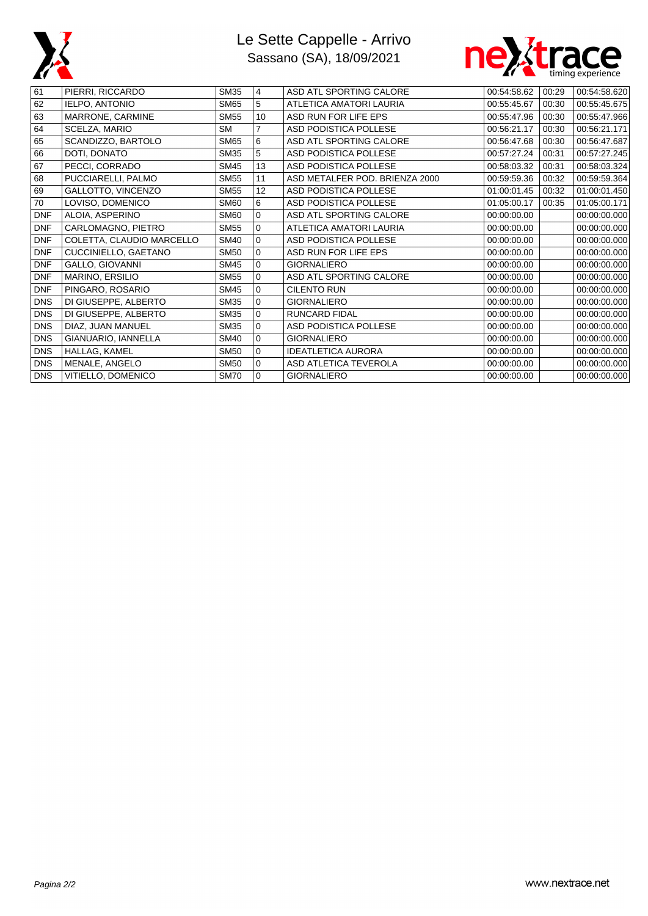# Le Sette Cappelle - Arrivo

Sassano (SA), 18/09/2021

| | | | | | | | |
|---|---|---|---|---|---|---|---|
| 61 | PIERRI, RICCARDO | SM35 | 4 | ASD ATL SPORTING CALORE | 00:54:58.62 | 00:29 | 00:54:58.620 |
| 62 | IELPO, ANTONIO | SM65 | 5 | ATLETICA AMATORI LAURIA | 00:55:45.67 | 00:30 | 00:55:45.675 |
| 63 | MARRONE, CARMINE | SM55 | 10 | ASD RUN FOR LIFE EPS | 00:55:47.96 | 00:30 | 00:55:47.966 |
| 64 | SCELZA, MARIO | SM | 7 | ASD PODISTICA POLLESE | 00:56:21.17 | 00:30 | 00:56:21.171 |
| 65 | SCANDIZZO, BARTOLO | SM65 | 6 | ASD ATL SPORTING CALORE | 00:56:47.68 | 00:30 | 00:56:47.687 |
| 66 | DOTI, DONATO | SM35 | 5 | ASD PODISTICA POLLESE | 00:57:27.24 | 00:31 | 00:57:27.245 |
| 67 | PECCI, CORRADO | SM45 | 13 | ASD PODISTICA POLLESE | 00:58:03.32 | 00:31 | 00:58:03.324 |
| 68 | PUCCIARELLI, PALMO | SM55 | 11 | ASD METALFER POD. BRIENZA 2000 | 00:59:59.36 | 00:32 | 00:59:59.364 |
| 69 | GALLOTTO, VINCENZO | SM55 | 12 | ASD PODISTICA POLLESE | 01:00:01.45 | 00:32 | 01:00:01.450 |
| 70 | LOVISO, DOMENICO | SM60 | 6 | ASD PODISTICA POLLESE | 01:05:00.17 | 00:35 | 01:05:00.171 |
| DNF | ALOIA, ASPERINO | SM60 | 0 | ASD ATL SPORTING CALORE | 00:00:00.00 | | 00:00:00.000 |
| DNF | CARLOMAGNO, PIETRO | SM55 | 0 | ATLETICA AMATORI LAURIA | 00:00:00.00 | | 00:00:00.000 |
| DNF | COLETTA, CLAUDIO MARCELLO | SM40 | 0 | ASD PODISTICA POLLESE | 00:00:00.00 | | 00:00:00.000 |
| DNF | CUCCINIELLO, GAETANO | SM50 | 0 | ASD RUN FOR LIFE EPS | 00:00:00.00 | | 00:00:00.000 |
| DNF | GALLO, GIOVANNI | SM45 | 0 | GIORNALIERO | 00:00:00.00 | | 00:00:00.000 |
| DNF | MARINO, ERSILIO | SM55 | 0 | ASD ATL SPORTING CALORE | 00:00:00.00 | | 00:00:00.000 |
| DNF | PINGARO, ROSARIO | SM45 | 0 | CILENTO RUN | 00:00:00.00 | | 00:00:00.000 |
| DNS | DI GIUSEPPE, ALBERTO | SM35 | 0 | GIORNALIERO | 00:00:00.00 | | 00:00:00.000 |
| DNS | DI GIUSEPPE, ALBERTO | SM35 | 0 | RUNCARD FIDAL | 00:00:00.00 | | 00:00:00.000 |
| DNS | DIAZ, JUAN MANUEL | SM35 | 0 | ASD PODISTICA POLLESE | 00:00:00.00 | | 00:00:00.000 |
| DNS | GIANUARIO, IANNELLA | SM40 | 0 | GIORNALIERO | 00:00:00.00 | | 00:00:00.000 |
| DNS | HALLAG, KAMEL | SM50 | 0 | IDEATLETICA AURORA | 00:00:00.00 | | 00:00:00.000 |
| DNS | MENALE, ANGELO | SM50 | 0 | ASD ATLETICA TEVEROLA | 00:00:00.00 | | 00:00:00.000 |
| DNS | VITIELLO, DOMENICO | SM70 | 0 | GIORNALIERO | 00:00:00.00 | | 00:00:00.000 |